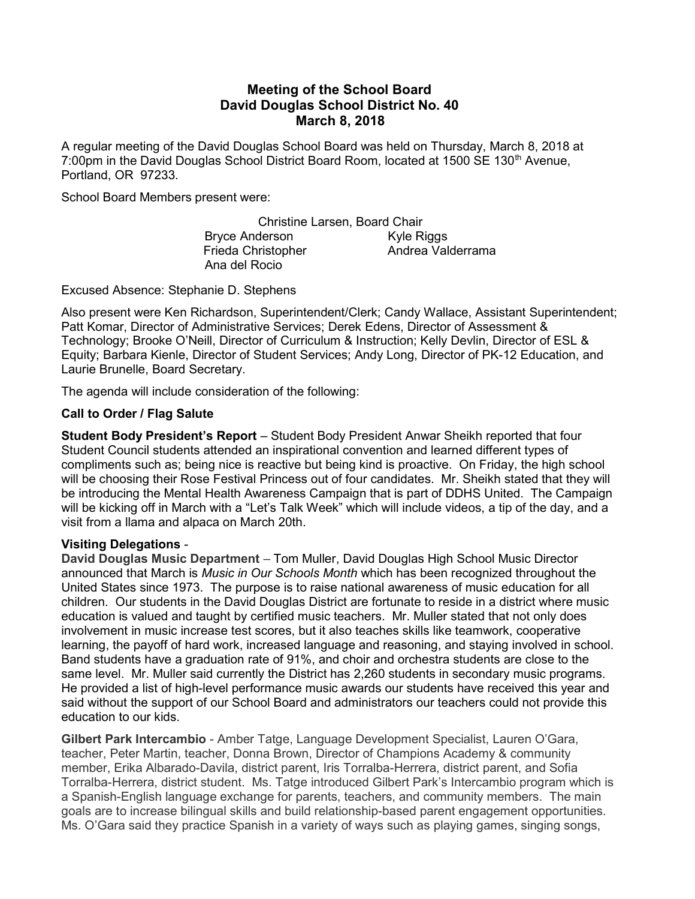# Meeting of the School Board
## David Douglas School District No. 40
## March 8, 2018

A regular meeting of the David Douglas School Board was held on Thursday, March 8, 2018 at 7:00pm in the David Douglas School District Board Room, located at 1500 SE 130th Avenue, Portland, OR 97233.

School Board Members present were:

Christine Larsen, Board Chair
Bryce Anderson
Kyle Riggs
Frieda Christopher
Andrea Valderrama
Ana del Rocio

Excused Absence: Stephanie D. Stephens

Also present were Ken Richardson, Superintendent/Clerk; Candy Wallace, Assistant Superintendent; Patt Komar, Director of Administrative Services; Derek Edens, Director of Assessment & Technology; Brooke O'Neill, Director of Curriculum & Instruction; Kelly Devlin, Director of ESL & Equity; Barbara Kienle, Director of Student Services; Andy Long, Director of PK-12 Education, and Laurie Brunelle, Board Secretary.

The agenda will include consideration of the following:

**Call to Order / Flag Salute**

**Student Body President's Report** – Student Body President Anwar Sheikh reported that four Student Council students attended an inspirational convention and learned different types of compliments such as; being nice is reactive but being kind is proactive. On Friday, the high school will be choosing their Rose Festival Princess out of four candidates. Mr. Sheikh stated that they will be introducing the Mental Health Awareness Campaign that is part of DDHS United. The Campaign will be kicking off in March with a "Let's Talk Week" which will include videos, a tip of the day, and a visit from a llama and alpaca on March 20th.

**Visiting Delegations** -

**David Douglas Music Department** – Tom Muller, David Douglas High School Music Director announced that March is *Music in Our Schools Month* which has been recognized throughout the United States since 1973. The purpose is to raise national awareness of music education for all children. Our students in the David Douglas District are fortunate to reside in a district where music education is valued and taught by certified music teachers. Mr. Muller stated that not only does involvement in music increase test scores, but it also teaches skills like teamwork, cooperative learning, the payoff of hard work, increased language and reasoning, and staying involved in school. Band students have a graduation rate of 91%, and choir and orchestra students are close to the same level. Mr. Muller said currently the District has 2,260 students in secondary music programs. He provided a list of high-level performance music awards our students have received this year and said without the support of our School Board and administrators our teachers could not provide this education to our kids.

**Gilbert Park Intercambio** - Amber Tatge, Language Development Specialist, Lauren O'Gara, teacher, Peter Martin, teacher, Donna Brown, Director of Champions Academy & community member, Erika Albarado-Davila, district parent, Iris Torralba-Herrera, district parent, and Sofia Torralba-Herrera, district student. Ms. Tatge introduced Gilbert Park's Intercambio program which is a Spanish-English language exchange for parents, teachers, and community members. The main goals are to increase bilingual skills and build relationship-based parent engagement opportunities. Ms. O'Gara said they practice Spanish in a variety of ways such as playing games, singing songs,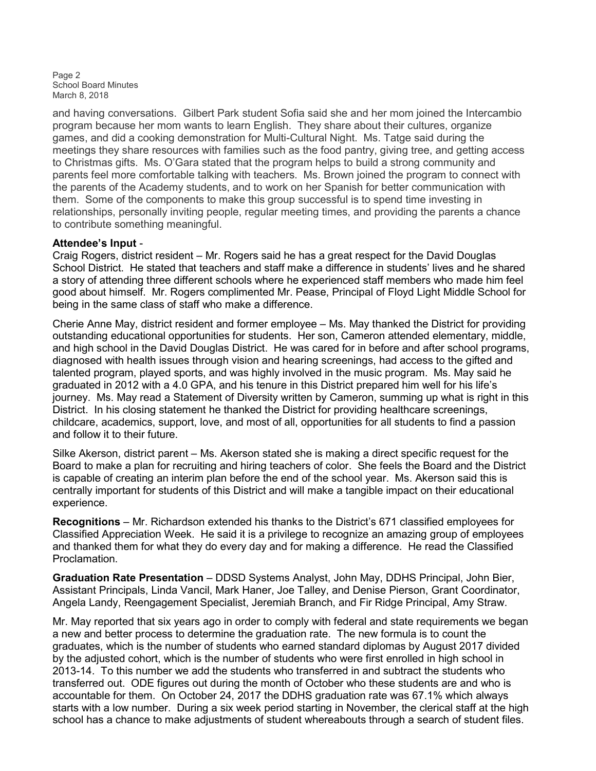and having conversations. Gilbert Park student Sofia said she and her mom joined the Intercambio program because her mom wants to learn English. They share about their cultures, organize games, and did a cooking demonstration for Multi-Cultural Night. Ms. Tatge said during the meetings they share resources with families such as the food pantry, giving tree, and getting access to Christmas gifts. Ms. O'Gara stated that the program helps to build a strong community and parents feel more comfortable talking with teachers. Ms. Brown joined the program to connect with the parents of the Academy students, and to work on her Spanish for better communication with them. Some of the components to make this group successful is to spend time investing in relationships, personally inviting people, regular meeting times, and providing the parents a chance to contribute something meaningful.

**Attendee's Input** -
Craig Rogers, district resident – Mr. Rogers said he has a great respect for the David Douglas School District. He stated that teachers and staff make a difference in students' lives and he shared a story of attending three different schools where he experienced staff members who made him feel good about himself. Mr. Rogers complimented Mr. Pease, Principal of Floyd Light Middle School for being in the same class of staff who make a difference.

Cherie Anne May, district resident and former employee – Ms. May thanked the District for providing outstanding educational opportunities for students. Her son, Cameron attended elementary, middle, and high school in the David Douglas District. He was cared for in before and after school programs, diagnosed with health issues through vision and hearing screenings, had access to the gifted and talented program, played sports, and was highly involved in the music program. Ms. May said he graduated in 2012 with a 4.0 GPA, and his tenure in this District prepared him well for his life's journey. Ms. May read a Statement of Diversity written by Cameron, summing up what is right in this District. In his closing statement he thanked the District for providing healthcare screenings, childcare, academics, support, love, and most of all, opportunities for all students to find a passion and follow it to their future.

Silke Akerson, district parent – Ms. Akerson stated she is making a direct specific request for the Board to make a plan for recruiting and hiring teachers of color. She feels the Board and the District is capable of creating an interim plan before the end of the school year. Ms. Akerson said this is centrally important for students of this District and will make a tangible impact on their educational experience.

**Recognitions** – Mr. Richardson extended his thanks to the District's 671 classified employees for Classified Appreciation Week. He said it is a privilege to recognize an amazing group of employees and thanked them for what they do every day and for making a difference. He read the Classified Proclamation.

**Graduation Rate Presentation** – DDSD Systems Analyst, John May, DDHS Principal, John Bier, Assistant Principals, Linda Vancil, Mark Haner, Joe Talley, and Denise Pierson, Grant Coordinator, Angela Landy, Reengagement Specialist, Jeremiah Branch, and Fir Ridge Principal, Amy Straw.

Mr. May reported that six years ago in order to comply with federal and state requirements we began a new and better process to determine the graduation rate. The new formula is to count the graduates, which is the number of students who earned standard diplomas by August 2017 divided by the adjusted cohort, which is the number of students who were first enrolled in high school in 2013-14. To this number we add the students who transferred in and subtract the students who transferred out. ODE figures out during the month of October who these students are and who is accountable for them. On October 24, 2017 the DDHS graduation rate was 67.1% which always starts with a low number. During a six week period starting in November, the clerical staff at the high school has a chance to make adjustments of student whereabouts through a search of student files.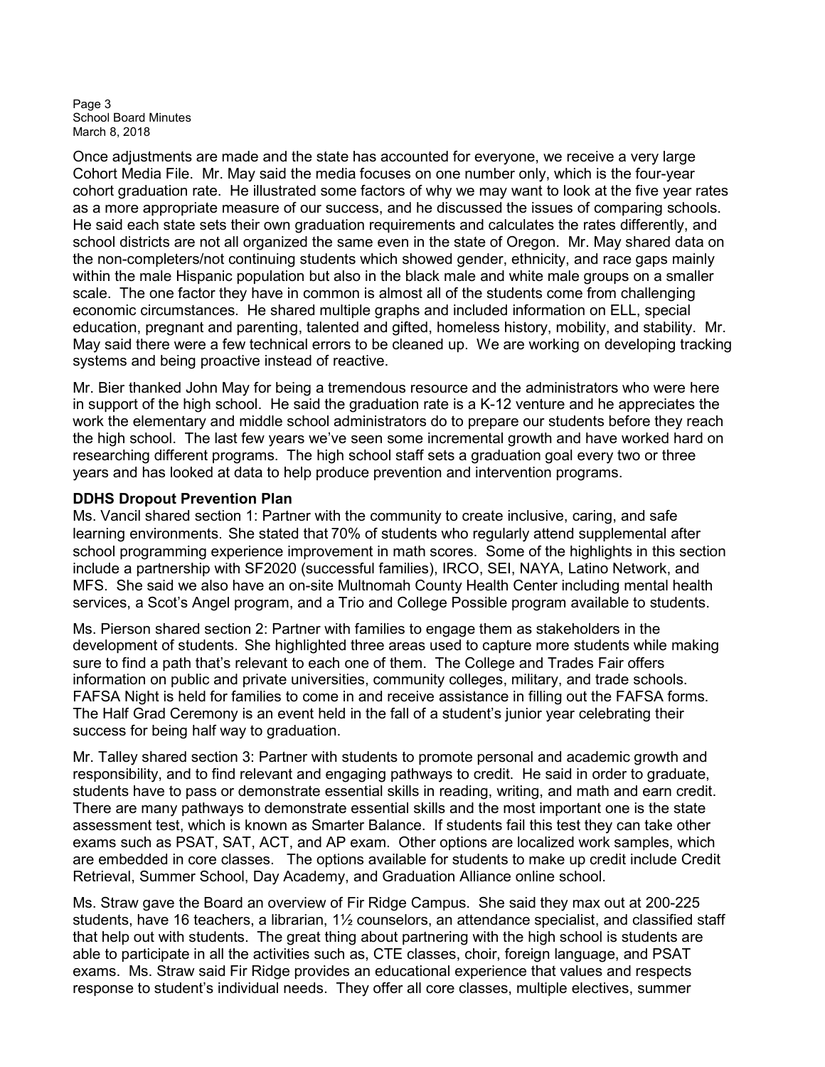Once adjustments are made and the state has accounted for everyone, we receive a very large Cohort Media File. Mr. May said the media focuses on one number only, which is the four-year cohort graduation rate. He illustrated some factors of why we may want to look at the five year rates as a more appropriate measure of our success, and he discussed the issues of comparing schools. He said each state sets their own graduation requirements and calculates the rates differently, and school districts are not all organized the same even in the state of Oregon. Mr. May shared data on the non-completers/not continuing students which showed gender, ethnicity, and race gaps mainly within the male Hispanic population but also in the black male and white male groups on a smaller scale. The one factor they have in common is almost all of the students come from challenging economic circumstances. He shared multiple graphs and included information on ELL, special education, pregnant and parenting, talented and gifted, homeless history, mobility, and stability. Mr. May said there were a few technical errors to be cleaned up. We are working on developing tracking systems and being proactive instead of reactive.

Mr. Bier thanked John May for being a tremendous resource and the administrators who were here in support of the high school. He said the graduation rate is a K-12 venture and he appreciates the work the elementary and middle school administrators do to prepare our students before they reach the high school. The last few years we've seen some incremental growth and have worked hard on researching different programs. The high school staff sets a graduation goal every two or three years and has looked at data to help produce prevention and intervention programs.

**DDHS Dropout Prevention Plan**

Ms. Vancil shared section 1: Partner with the community to create inclusive, caring, and safe learning environments. She stated that 70% of students who regularly attend supplemental after school programming experience improvement in math scores. Some of the highlights in this section include a partnership with SF2020 (successful families), IRCO, SEI, NAYA, Latino Network, and MFS. She said we also have an on-site Multnomah County Health Center including mental health services, a Scot's Angel program, and a Trio and College Possible program available to students.

Ms. Pierson shared section 2: Partner with families to engage them as stakeholders in the development of students. She highlighted three areas used to capture more students while making sure to find a path that's relevant to each one of them. The College and Trades Fair offers information on public and private universities, community colleges, military, and trade schools. FAFSA Night is held for families to come in and receive assistance in filling out the FAFSA forms. The Half Grad Ceremony is an event held in the fall of a student's junior year celebrating their success for being half way to graduation.

Mr. Talley shared section 3: Partner with students to promote personal and academic growth and responsibility, and to find relevant and engaging pathways to credit. He said in order to graduate, students have to pass or demonstrate essential skills in reading, writing, and math and earn credit. There are many pathways to demonstrate essential skills and the most important one is the state assessment test, which is known as Smarter Balance. If students fail this test they can take other exams such as PSAT, SAT, ACT, and AP exam. Other options are localized work samples, which are embedded in core classes. The options available for students to make up credit include Credit Retrieval, Summer School, Day Academy, and Graduation Alliance online school.

Ms. Straw gave the Board an overview of Fir Ridge Campus. She said they max out at 200-225 students, have 16 teachers, a librarian, 1½ counselors, an attendance specialist, and classified staff that help out with students. The great thing about partnering with the high school is students are able to participate in all the activities such as, CTE classes, choir, foreign language, and PSAT exams. Ms. Straw said Fir Ridge provides an educational experience that values and respects response to student's individual needs. They offer all core classes, multiple electives, summer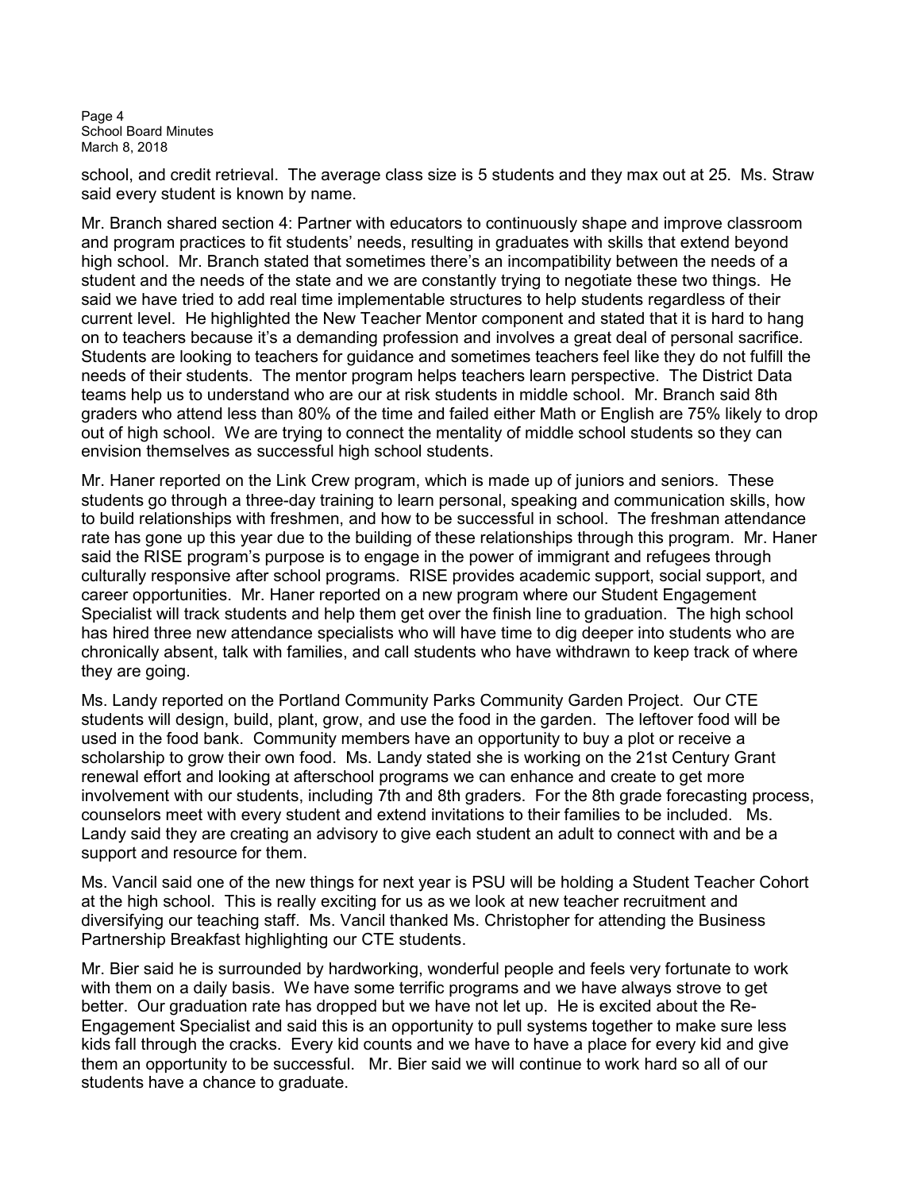school, and credit retrieval. The average class size is 5 students and they max out at 25. Ms. Straw said every student is known by name.

Mr. Branch shared section 4: Partner with educators to continuously shape and improve classroom and program practices to fit students' needs, resulting in graduates with skills that extend beyond high school. Mr. Branch stated that sometimes there's an incompatibility between the needs of a student and the needs of the state and we are constantly trying to negotiate these two things. He said we have tried to add real time implementable structures to help students regardless of their current level. He highlighted the New Teacher Mentor component and stated that it is hard to hang on to teachers because it's a demanding profession and involves a great deal of personal sacrifice. Students are looking to teachers for guidance and sometimes teachers feel like they do not fulfill the needs of their students. The mentor program helps teachers learn perspective. The District Data teams help us to understand who are our at risk students in middle school. Mr. Branch said 8th graders who attend less than 80% of the time and failed either Math or English are 75% likely to drop out of high school. We are trying to connect the mentality of middle school students so they can envision themselves as successful high school students.

Mr. Haner reported on the Link Crew program, which is made up of juniors and seniors. These students go through a three-day training to learn personal, speaking and communication skills, how to build relationships with freshmen, and how to be successful in school. The freshman attendance rate has gone up this year due to the building of these relationships through this program. Mr. Haner said the RISE program's purpose is to engage in the power of immigrant and refugees through culturally responsive after school programs. RISE provides academic support, social support, and career opportunities. Mr. Haner reported on a new program where our Student Engagement Specialist will track students and help them get over the finish line to graduation. The high school has hired three new attendance specialists who will have time to dig deeper into students who are chronically absent, talk with families, and call students who have withdrawn to keep track of where they are going.

Ms. Landy reported on the Portland Community Parks Community Garden Project. Our CTE students will design, build, plant, grow, and use the food in the garden. The leftover food will be used in the food bank. Community members have an opportunity to buy a plot or receive a scholarship to grow their own food. Ms. Landy stated she is working on the 21st Century Grant renewal effort and looking at afterschool programs we can enhance and create to get more involvement with our students, including 7th and 8th graders. For the 8th grade forecasting process, counselors meet with every student and extend invitations to their families to be included. Ms. Landy said they are creating an advisory to give each student an adult to connect with and be a support and resource for them.

Ms. Vancil said one of the new things for next year is PSU will be holding a Student Teacher Cohort at the high school. This is really exciting for us as we look at new teacher recruitment and diversifying our teaching staff. Ms. Vancil thanked Ms. Christopher for attending the Business Partnership Breakfast highlighting our CTE students.

Mr. Bier said he is surrounded by hardworking, wonderful people and feels very fortunate to work with them on a daily basis. We have some terrific programs and we have always strove to get better. Our graduation rate has dropped but we have not let up. He is excited about the Re-Engagement Specialist and said this is an opportunity to pull systems together to make sure less kids fall through the cracks. Every kid counts and we have to have a place for every kid and give them an opportunity to be successful. Mr. Bier said we will continue to work hard so all of our students have a chance to graduate.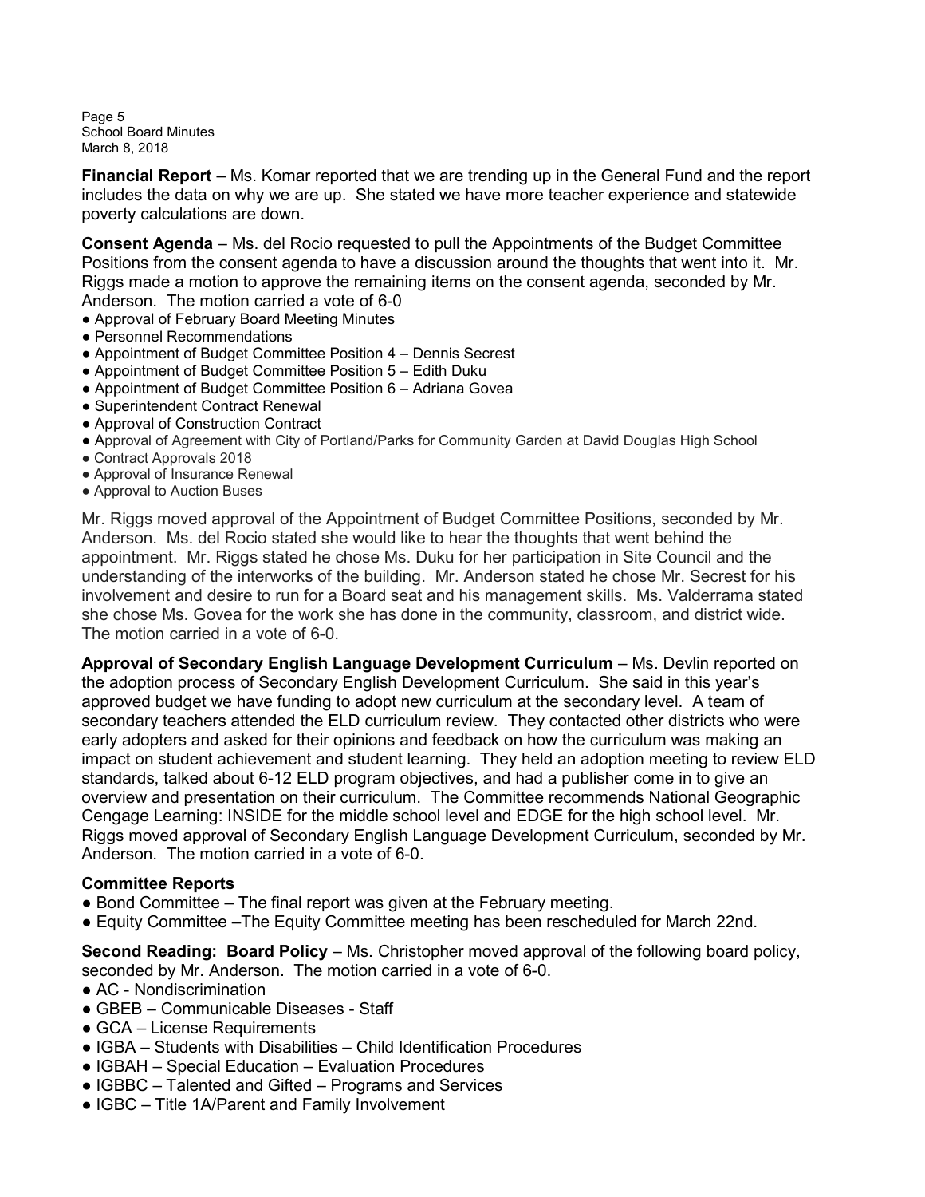**Financial Report** – Ms. Komar reported that we are trending up in the General Fund and the report includes the data on why we are up. She stated we have more teacher experience and statewide poverty calculations are down.

**Consent Agenda** – Ms. del Rocio requested to pull the Appointments of the Budget Committee Positions from the consent agenda to have a discussion around the thoughts that went into it. Mr. Riggs made a motion to approve the remaining items on the consent agenda, seconded by Mr. Anderson. The motion carried a vote of 6-0

- Approval of February Board Meeting Minutes
- Personnel Recommendations
- Appointment of Budget Committee Position 4 – Dennis Secrest
- Appointment of Budget Committee Position 5 – Edith Duku
- Appointment of Budget Committee Position 6 – Adriana Govea
- Superintendent Contract Renewal
- Approval of Construction Contract
- Approval of Agreement with City of Portland/Parks for Community Garden at David Douglas High School
- Contract Approvals 2018
- Approval of Insurance Renewal
- Approval to Auction Buses

Mr. Riggs moved approval of the Appointment of Budget Committee Positions, seconded by Mr. Anderson. Ms. del Rocio stated she would like to hear the thoughts that went behind the appointment. Mr. Riggs stated he chose Ms. Duku for her participation in Site Council and the understanding of the interworks of the building. Mr. Anderson stated he chose Mr. Secrest for his involvement and desire to run for a Board seat and his management skills. Ms. Valderrama stated she chose Ms. Govea for the work she has done in the community, classroom, and district wide. The motion carried in a vote of 6-0.

**Approval of Secondary English Language Development Curriculum** – Ms. Devlin reported on the adoption process of Secondary English Development Curriculum. She said in this year's approved budget we have funding to adopt new curriculum at the secondary level. A team of secondary teachers attended the ELD curriculum review. They contacted other districts who were early adopters and asked for their opinions and feedback on how the curriculum was making an impact on student achievement and student learning. They held an adoption meeting to review ELD standards, talked about 6-12 ELD program objectives, and had a publisher come in to give an overview and presentation on their curriculum. The Committee recommends National Geographic Cengage Learning: INSIDE for the middle school level and EDGE for the high school level. Mr. Riggs moved approval of Secondary English Language Development Curriculum, seconded by Mr. Anderson. The motion carried in a vote of 6-0.

**Committee Reports**

- Bond Committee – The final report was given at the February meeting.
- Equity Committee –The Equity Committee meeting has been rescheduled for March 22nd.

**Second Reading: Board Policy** – Ms. Christopher moved approval of the following board policy, seconded by Mr. Anderson. The motion carried in a vote of 6-0.

- AC - Nondiscrimination
- GBEB – Communicable Diseases - Staff
- GCA – License Requirements
- IGBA – Students with Disabilities – Child Identification Procedures
- IGBAH – Special Education – Evaluation Procedures
- IGBBC – Talented and Gifted – Programs and Services
- IGBC – Title 1A/Parent and Family Involvement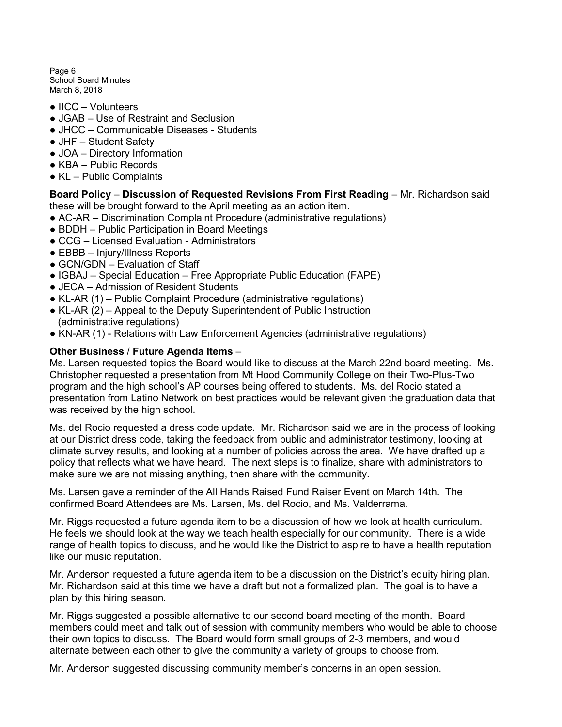- IICC – Volunteers
- JGAB – Use of Restraint and Seclusion
- JHCC – Communicable Diseases - Students
- JHF – Student Safety
- JOA – Directory Information
- KBA – Public Records
- KL – Public Complaints

**Board Policy** – **Discussion of Requested Revisions From First Reading** – Mr. Richardson said these will be brought forward to the April meeting as an action item.

- AC-AR – Discrimination Complaint Procedure (administrative regulations)
- BDDH – Public Participation in Board Meetings
- CCG – Licensed Evaluation - Administrators
- EBBB – Injury/Illness Reports
- GCN/GDN – Evaluation of Staff
- IGBAJ – Special Education – Free Appropriate Public Education (FAPE)
- JECA – Admission of Resident Students
- KL-AR (1) – Public Complaint Procedure (administrative regulations)
- KL-AR (2) – Appeal to the Deputy Superintendent of Public Instruction (administrative regulations)
- KN-AR (1) - Relations with Law Enforcement Agencies (administrative regulations)

**Other Business** / **Future Agenda Items** –

Ms. Larsen requested topics the Board would like to discuss at the March 22nd board meeting. Ms. Christopher requested a presentation from Mt Hood Community College on their Two-Plus-Two program and the high school's AP courses being offered to students. Ms. del Rocio stated a presentation from Latino Network on best practices would be relevant given the graduation data that was received by the high school.

Ms. del Rocio requested a dress code update. Mr. Richardson said we are in the process of looking at our District dress code, taking the feedback from public and administrator testimony, looking at climate survey results, and looking at a number of policies across the area. We have drafted up a policy that reflects what we have heard. The next steps is to finalize, share with administrators to make sure we are not missing anything, then share with the community.

Ms. Larsen gave a reminder of the All Hands Raised Fund Raiser Event on March 14th. The confirmed Board Attendees are Ms. Larsen, Ms. del Rocio, and Ms. Valderrama.

Mr. Riggs requested a future agenda item to be a discussion of how we look at health curriculum. He feels we should look at the way we teach health especially for our community. There is a wide range of health topics to discuss, and he would like the District to aspire to have a health reputation like our music reputation.

Mr. Anderson requested a future agenda item to be a discussion on the District's equity hiring plan. Mr. Richardson said at this time we have a draft but not a formalized plan. The goal is to have a plan by this hiring season.

Mr. Riggs suggested a possible alternative to our second board meeting of the month. Board members could meet and talk out of session with community members who would be able to choose their own topics to discuss. The Board would form small groups of 2-3 members, and would alternate between each other to give the community a variety of groups to choose from.

Mr. Anderson suggested discussing community member's concerns in an open session.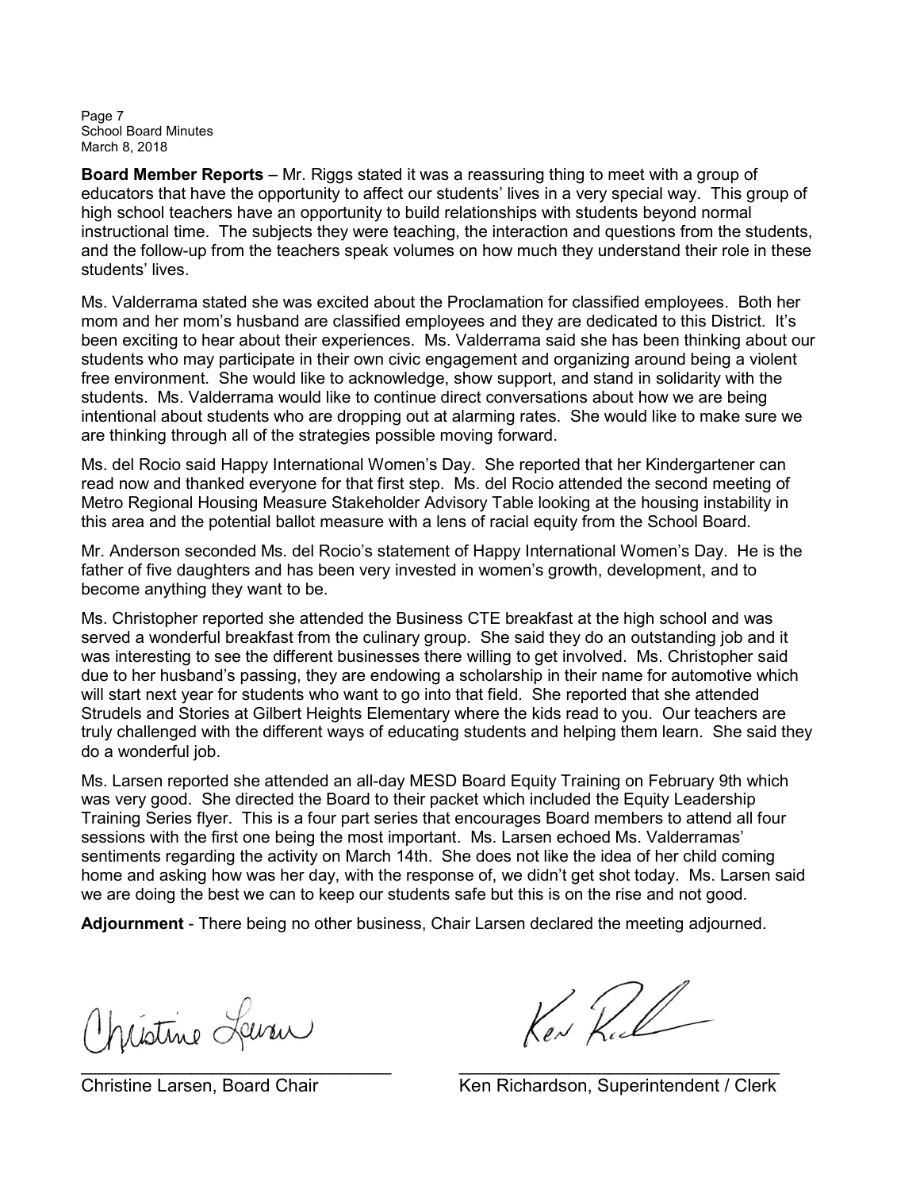**Board Member Reports** – Mr. Riggs stated it was a reassuring thing to meet with a group of educators that have the opportunity to affect our students' lives in a very special way. This group of high school teachers have an opportunity to build relationships with students beyond normal instructional time. The subjects they were teaching, the interaction and questions from the students, and the follow-up from the teachers speak volumes on how much they understand their role in these students' lives.

Ms. Valderrama stated she was excited about the Proclamation for classified employees. Both her mom and her mom's husband are classified employees and they are dedicated to this District. It's been exciting to hear about their experiences. Ms. Valderrama said she has been thinking about our students who may participate in their own civic engagement and organizing around being a violent free environment. She would like to acknowledge, show support, and stand in solidarity with the students. Ms. Valderrama would like to continue direct conversations about how we are being intentional about students who are dropping out at alarming rates. She would like to make sure we are thinking through all of the strategies possible moving forward.

Ms. del Rocio said Happy International Women's Day. She reported that her Kindergartener can read now and thanked everyone for that first step. Ms. del Rocio attended the second meeting of Metro Regional Housing Measure Stakeholder Advisory Table looking at the housing instability in this area and the potential ballot measure with a lens of racial equity from the School Board.

Mr. Anderson seconded Ms. del Rocio's statement of Happy International Women's Day. He is the father of five daughters and has been very invested in women's growth, development, and to become anything they want to be.

Ms. Christopher reported she attended the Business CTE breakfast at the high school and was served a wonderful breakfast from the culinary group. She said they do an outstanding job and it was interesting to see the different businesses there willing to get involved. Ms. Christopher said due to her husband's passing, they are endowing a scholarship in their name for automotive which will start next year for students who want to go into that field. She reported that she attended Strudels and Stories at Gilbert Heights Elementary where the kids read to you. Our teachers are truly challenged with the different ways of educating students and helping them learn. She said they do a wonderful job.

Ms. Larsen reported she attended an all-day MESD Board Equity Training on February 9th which was very good. She directed the Board to their packet which included the Equity Leadership Training Series flyer. This is a four part series that encourages Board members to attend all four sessions with the first one being the most important. Ms. Larsen echoed Ms. Valderramas' sentiments regarding the activity on March 14th. She does not like the idea of her child coming home and asking how was her day, with the response of, we didn't get shot today. Ms. Larsen said we are doing the best we can to keep our students safe but this is on the rise and not good.

**Adjournment** - There being no other business, Chair Larsen declared the meeting adjourned.

Christine Larsen

\_\_\_\_\_\_\_\_\_\_\_\_\_\_\_\_\_\_\_\_\_\_\_\_\_\_\_\_\_\_\_\_
Christine Larsen, Board Chair

Ken Richardson

\_\_\_\_\_\_\_\_\_\_\_\_\_\_\_\_\_\_\_\_\_\_\_\_\_\_\_\_\_\_\_\_
Ken Richardson, Superintendent / Clerk